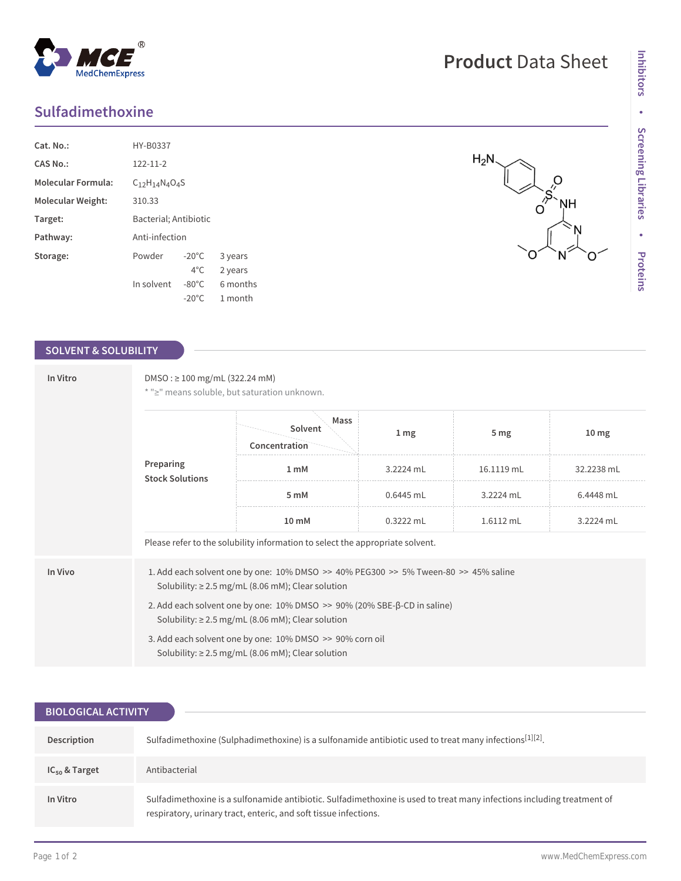# Product Data Sheet

## Sulfadimethoxine

| | |
|---|---|
| **Cat. No.:** | HY-B0337 |
| **CAS No.:** | 122-11-2 |
| **Molecular Formula:** | $C_{12}H_{14}N_4O_4S$ |
| **Molecular Weight:** | 310.33 |
| **Target:** | Bacterial; Antibiotic |
| **Pathway:** | Anti-infection |
| **Storage:** | Powder -20°C 3 years; 4°C 2 years. In solvent -80°C 6 months; -20°C 1 month |

## SOLVENT & SOLUBILITY

**In Vitro**

DMSO : ≥ 100 mg/mL (322.24 mM)

\* "≥" means soluble, but saturation unknown.

| Preparing Stock Solutions (Solvent Concentration / Mass) | 1 mg | 5 mg | 10 mg |
|---|---|---|---|
| 1 mM | 3.2224 mL | 16.1119 mL | 32.2238 mL |
| 5 mM | 0.6445 mL | 3.2224 mL | 6.4448 mL |
| 10 mM | 0.3222 mL | 1.6112 mL | 3.2224 mL |

Please refer to the solubility information to select the appropriate solvent.

**In Vivo**

1. Add each solvent one by one: 10% DMSO >> 40% PEG300 >> 5% Tween-80 >> 45% saline
   Solubility: ≥ 2.5 mg/mL (8.06 mM); Clear solution
2. Add each solvent one by one: 10% DMSO >> 90% (20% SBE-β-CD in saline)
   Solubility: ≥ 2.5 mg/mL (8.06 mM); Clear solution
3. Add each solvent one by one: 10% DMSO >> 90% corn oil
   Solubility: ≥ 2.5 mg/mL (8.06 mM); Clear solution

## BIOLOGICAL ACTIVITY

| | |
|---|---|
| **Description** | Sulfadimethoxine (Sulphadimethoxine) is a sulfonamide antibiotic used to treat many infections[1][2]. |
| **$IC_{50}$ & Target** | Antibacterial |
| **In Vitro** | Sulfadimethoxine is a sulfonamide antibiotic. Sulfadimethoxine is used to treat many infections including treatment of respiratory, urinary tract, enteric, and soft tissue infections. |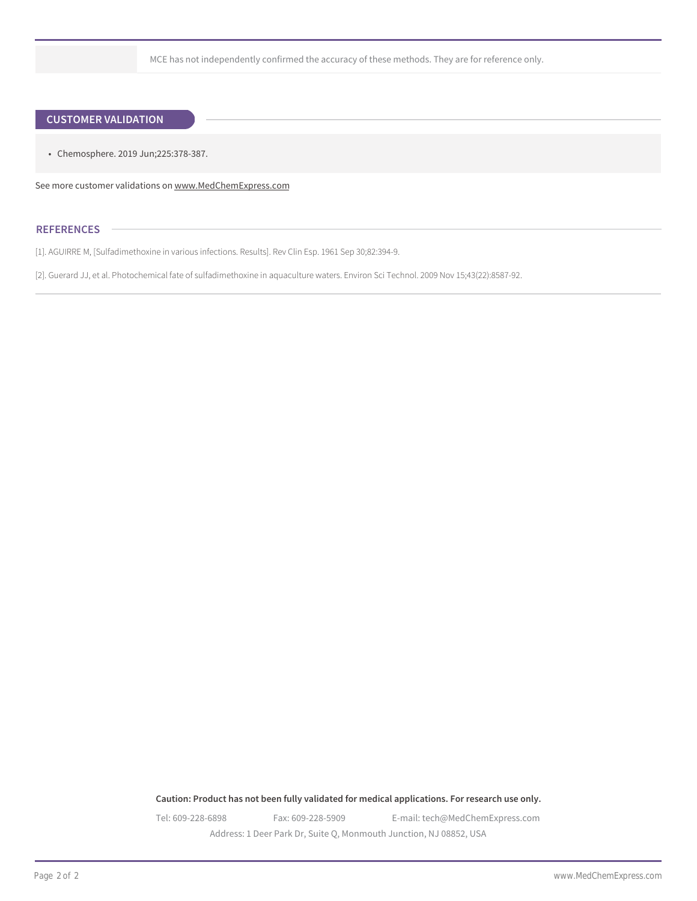MCE has not independently confirmed the accuracy of these methods. They are for reference only.

## CUSTOMER VALIDATION

- Chemosphere. 2019 Jun;225:378-387.

See more customer validations on www.MedChemExpress.com

## REFERENCES

[1]. AGUIRRE M, [Sulfadimethoxine in various infections. Results]. Rev Clin Esp. 1961 Sep 30;82:394-9.

[2]. Guerard JJ, et al. Photochemical fate of sulfadimethoxine in aquaculture waters. Environ Sci Technol. 2009 Nov 15;43(22):8587-92.

**Caution: Product has not been fully validated for medical applications. For research use only.**

Tel: 609-228-6898　　Fax: 609-228-5909　　E-mail: tech@MedChemExpress.com

Address: 1 Deer Park Dr, Suite Q, Monmouth Junction, NJ 08852, USA